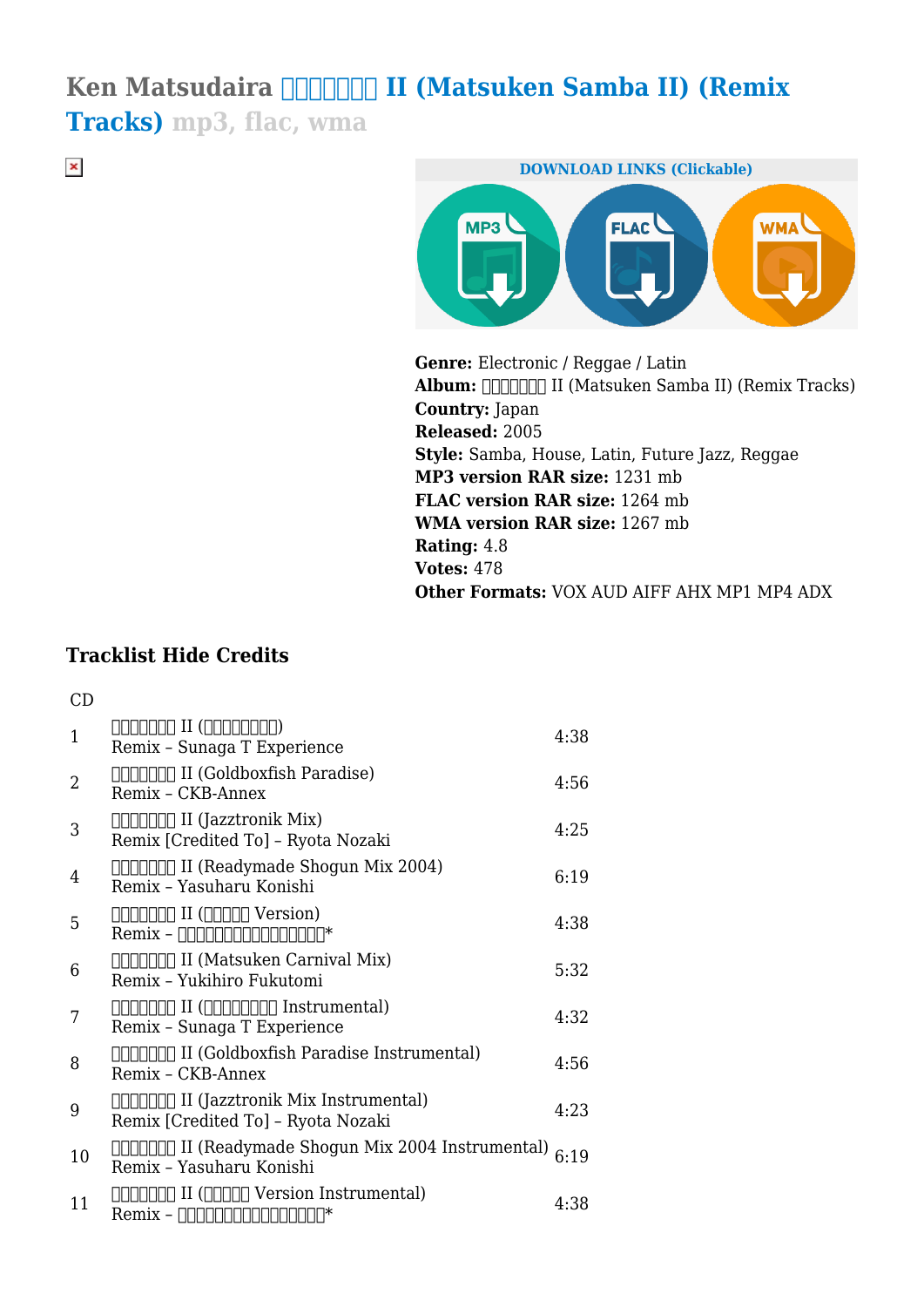# Ken Matsudaira □□□□□□□ II (Matsuken Samba II) (Remix Tracks) mp3, flac, wma

DOWNLOAD LINKS (Clickable)

**Genre:** Electronic / Reggae / Latin
**Album:** □□□□□□□ II (Matsuken Samba II) (Remix Tracks)
**Country:** Japan
**Released:** 2005
**Style:** Samba, House, Latin, Future Jazz, Reggae
**MP3 version RAR size:** 1231 mb
**FLAC version RAR size:** 1264 mb
**WMA version RAR size:** 1267 mb
**Rating:** 4.8
**Votes:** 478
**Other Formats:** VOX AUD AIFF AHX MP1 MP4 ADX

### Tracklist Hide Credits

CD

| # | Title | Duration |
|---|---|---|
| 1 | □□□□□□□ II (□□□□□□□□□) Remix – Sunaga T Experience | 4:38 |
| 2 | □□□□□□□ II (Goldboxfish Paradise) Remix – CKB-Annex | 4:56 |
| 3 | □□□□□□□ II (Jazztronik Mix) Remix [Credited To] – Ryota Nozaki | 4:25 |
| 4 | □□□□□□□ II (Readymade Shogun Mix 2004) Remix – Yasuharu Konishi | 6:19 |
| 5 | □□□□□□□ II (□□□□□ Version) Remix – □□□□□□□□□□□□□□□□* | 4:38 |
| 6 | □□□□□□□ II (Matsuken Carnival Mix) Remix – Yukihiro Fukutomi | 5:32 |
| 7 | □□□□□□□ II (□□□□□□□□□ Instrumental) Remix – Sunaga T Experience | 4:32 |
| 8 | □□□□□□□ II (Goldboxfish Paradise Instrumental) Remix – CKB-Annex | 4:56 |
| 9 | □□□□□□□ II (Jazztronik Mix Instrumental) Remix [Credited To] – Ryota Nozaki | 4:23 |
| 10 | □□□□□□□ II (Readymade Shogun Mix 2004 Instrumental) Remix – Yasuharu Konishi | 6:19 |
| 11 | □□□□□□□ II (□□□□□ Version Instrumental) Remix – □□□□□□□□□□□□□□□□* | 4:38 |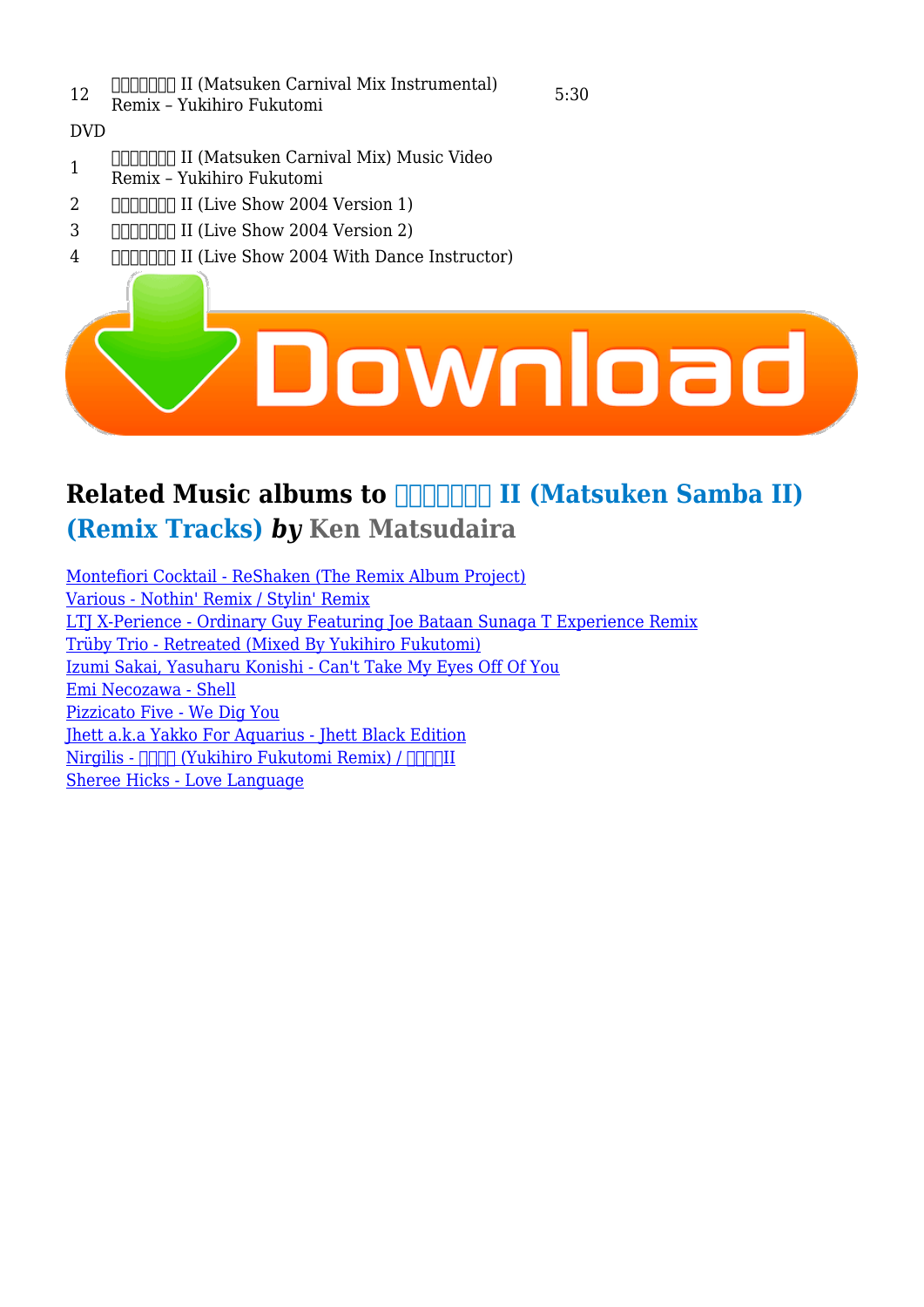| | | |
|---|---|---|
| 12 | □□□□□□□ II (Matsuken Carnival Mix Instrumental)<br>Remix – Yukihiro Fukutomi | 5:30 |

DVD

| | |
|---|---|
| 1 | □□□□□□□ II (Matsuken Carnival Mix) Music Video<br>Remix – Yukihiro Fukutomi |
| 2 | □□□□□□□ II (Live Show 2004 Version 1) |
| 3 | □□□□□□□ II (Live Show 2004 Version 2) |
| 4 | □□□□□□□ II (Live Show 2004 With Dance Instructor) |

Download

## Related Music albums to □□□□□□□ II (Matsuken Samba II) (Remix Tracks) *by* Ken Matsudaira

- Montefiori Cocktail - ReShaken (The Remix Album Project)
- Various - Nothin' Remix / Stylin' Remix
- LTJ X-Perience - Ordinary Guy Featuring Joe Bataan Sunaga T Experience Remix
- Trüby Trio - Retreated (Mixed By Yukihiro Fukutomi)
- Izumi Sakai, Yasuharu Konishi - Can't Take My Eyes Off Of You
- Emi Necozawa - Shell
- Pizzicato Five - We Dig You
- Jhett a.k.a Yakko For Aquarius - Jhett Black Edition
- Nirgilis - □□□□ (Yukihiro Fukutomi Remix) / □□□□II
- Sheree Hicks - Love Language